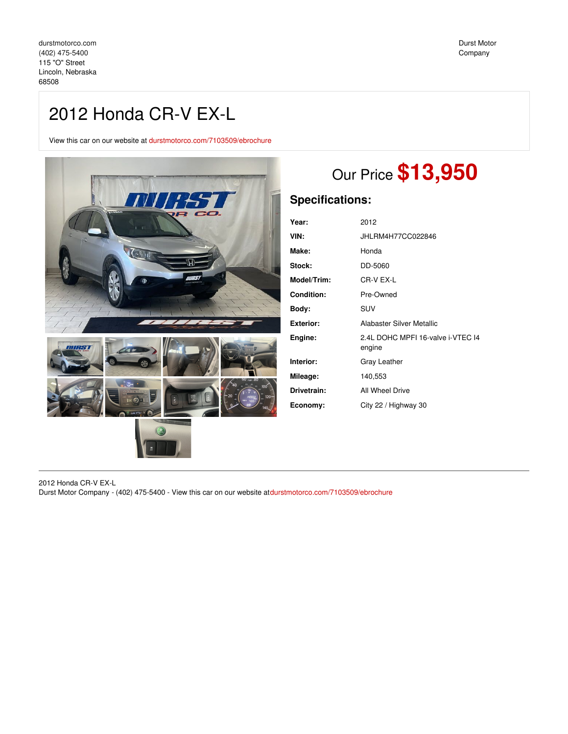durstmotorco.com
(402) 475-5400
115 "O" Street
Lincoln, Nebraska
68508

Durst Motor Company

# 2012 Honda CR-V EX-L

View this car on our website at durstmotorco.com/7103509/ebrochure

## Our Price **$13,950**

## Specifications:

| | |
|---|---|
| **Year:** | 2012 |
| **VIN:** | JHLRM4H77CC022846 |
| **Make:** | Honda |
| **Stock:** | DD-5060 |
| **Model/Trim:** | CR-V EX-L |
| **Condition:** | Pre-Owned |
| **Body:** | SUV |
| **Exterior:** | Alabaster Silver Metallic |
| **Engine:** | 2.4L DOHC MPFI 16-valve i-VTEC I4 engine |
| **Interior:** | Gray Leather |
| **Mileage:** | 140,553 |
| **Drivetrain:** | All Wheel Drive |
| **Economy:** | City 22 / Highway 30 |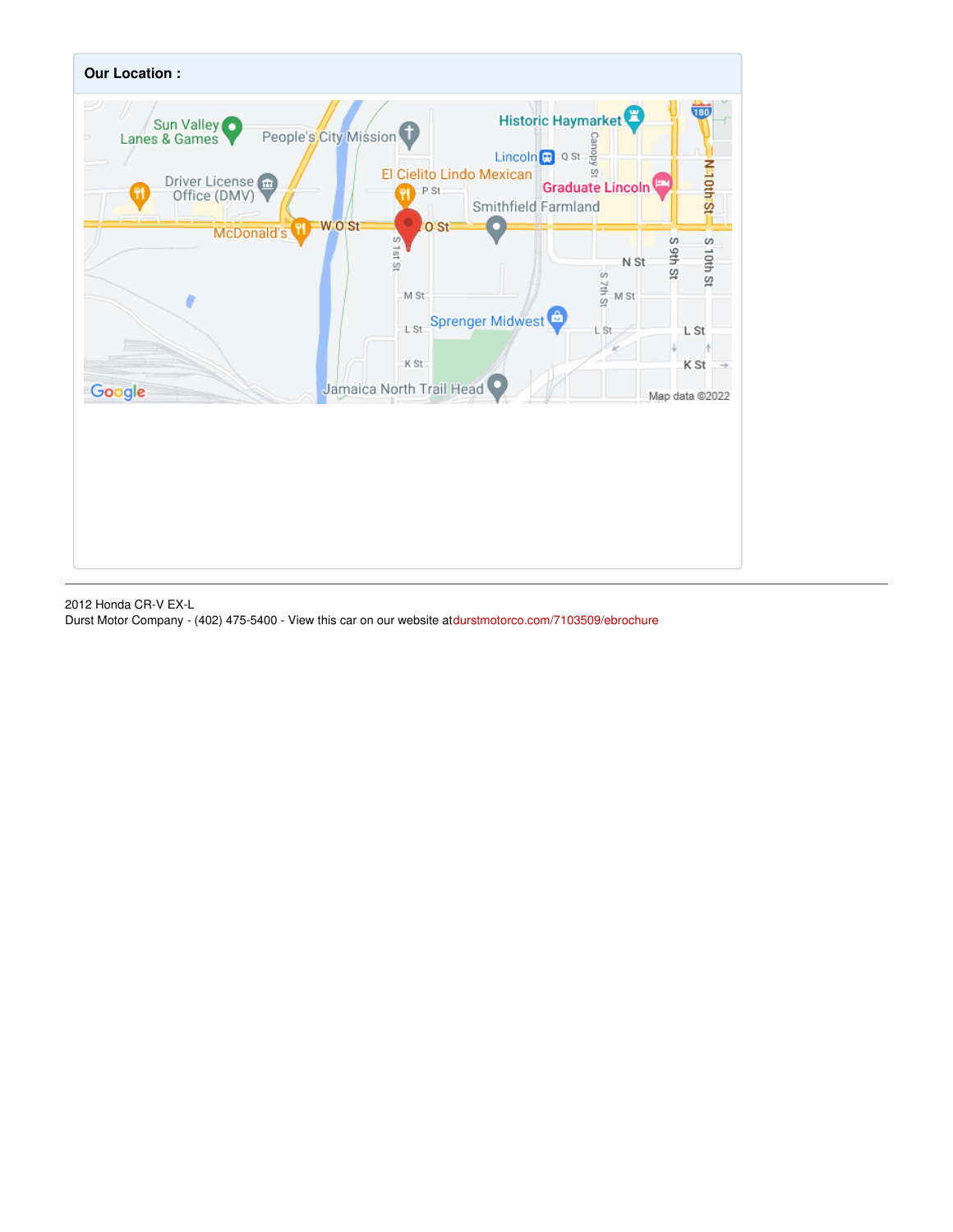**Our Location :**

2012 Honda CR-V EX-L
Durst Motor Company - (402) 475-5400 - View this car on our website atdurstmotorco.com/7103509/ebrochure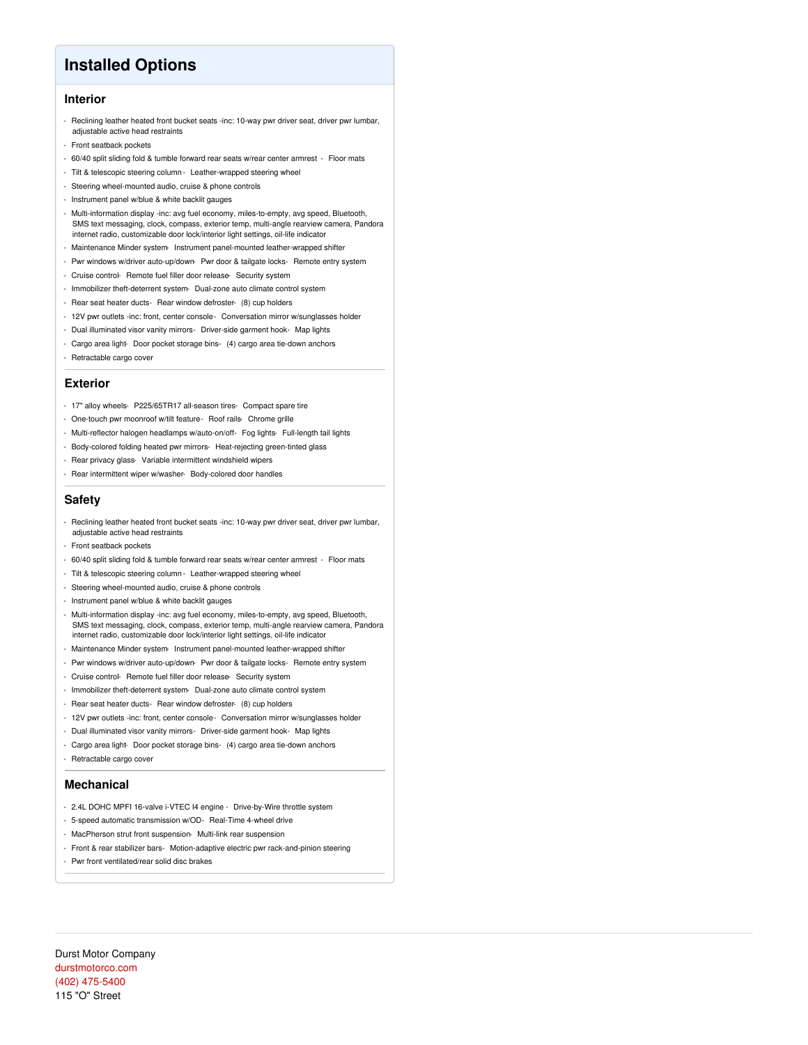# Installed Options

## Interior

- Reclining leather heated front bucket seats -inc: 10-way pwr driver seat, driver pwr lumbar, adjustable active head restraints
- Front seatback pockets
- 60/40 split sliding fold & tumble forward rear seats w/rear center armrest - Floor mats
- Tilt & telescopic steering column - Leather-wrapped steering wheel
- Steering wheel-mounted audio, cruise & phone controls
- Instrument panel w/blue & white backlit gauges
- Multi-information display -inc: avg fuel economy, miles-to-empty, avg speed, Bluetooth, SMS text messaging, clock, compass, exterior temp, multi-angle rearview camera, Pandora internet radio, customizable door lock/interior light settings, oil-life indicator
- Maintenance Minder system- Instrument panel-mounted leather-wrapped shifter
- Pwr windows w/driver auto-up/down- Pwr door & tailgate locks- Remote entry system
- Cruise control- Remote fuel filler door release- Security system
- Immobilizer theft-deterrent system- Dual-zone auto climate control system
- Rear seat heater ducts- Rear window defroster- (8) cup holders
- 12V pwr outlets -inc: front, center console- Conversation mirror w/sunglasses holder
- Dual illuminated visor vanity mirrors- Driver-side garment hook- Map lights
- Cargo area light- Door pocket storage bins- (4) cargo area tie-down anchors
- Retractable cargo cover

## Exterior

- 17" alloy wheels- P225/65TR17 all-season tires- Compact spare tire
- One-touch pwr moonroof w/tilt feature - Roof rails- Chrome grille
- Multi-reflector halogen headlamps w/auto-on/off- Fog lights- Full-length tail lights
- Body-colored folding heated pwr mirrors- Heat-rejecting green-tinted glass
- Rear privacy glass- Variable intermittent windshield wipers
- Rear intermittent wiper w/washer- Body-colored door handles

## Safety

- Reclining leather heated front bucket seats -inc: 10-way pwr driver seat, driver pwr lumbar, adjustable active head restraints
- Front seatback pockets
- 60/40 split sliding fold & tumble forward rear seats w/rear center armrest - Floor mats
- Tilt & telescopic steering column - Leather-wrapped steering wheel
- Steering wheel-mounted audio, cruise & phone controls
- Instrument panel w/blue & white backlit gauges
- Multi-information display -inc: avg fuel economy, miles-to-empty, avg speed, Bluetooth, SMS text messaging, clock, compass, exterior temp, multi-angle rearview camera, Pandora internet radio, customizable door lock/interior light settings, oil-life indicator
- Maintenance Minder system- Instrument panel-mounted leather-wrapped shifter
- Pwr windows w/driver auto-up/down- Pwr door & tailgate locks- Remote entry system
- Cruise control- Remote fuel filler door release- Security system
- Immobilizer theft-deterrent system- Dual-zone auto climate control system
- Rear seat heater ducts- Rear window defroster- (8) cup holders
- 12V pwr outlets -inc: front, center console- Conversation mirror w/sunglasses holder
- Dual illuminated visor vanity mirrors- Driver-side garment hook- Map lights
- Cargo area light- Door pocket storage bins- (4) cargo area tie-down anchors
- Retractable cargo cover

## Mechanical

- 2.4L DOHC MPFI 16-valve i-VTEC I4 engine - Drive-by-Wire throttle system
- 5-speed automatic transmission w/OD- Real-Time 4-wheel drive
- MacPherson strut front suspension- Multi-link rear suspension
- Front & rear stabilizer bars- Motion-adaptive electric pwr rack-and-pinion steering
- Pwr front ventilated/rear solid disc brakes

Durst Motor Company
durstmotorco.com
(402) 475-5400
115 "O" Street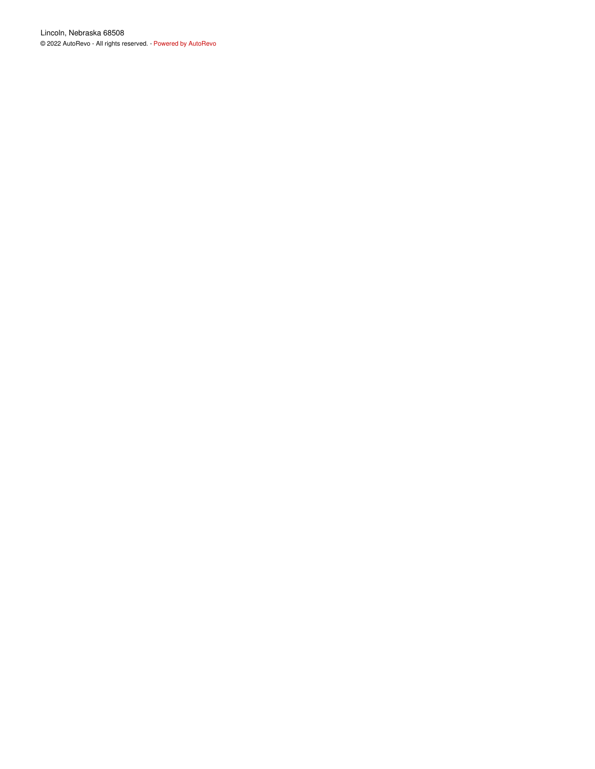Lincoln, Nebraska 68508

© 2022 AutoRevo - All rights reserved. - Powered by AutoRevo